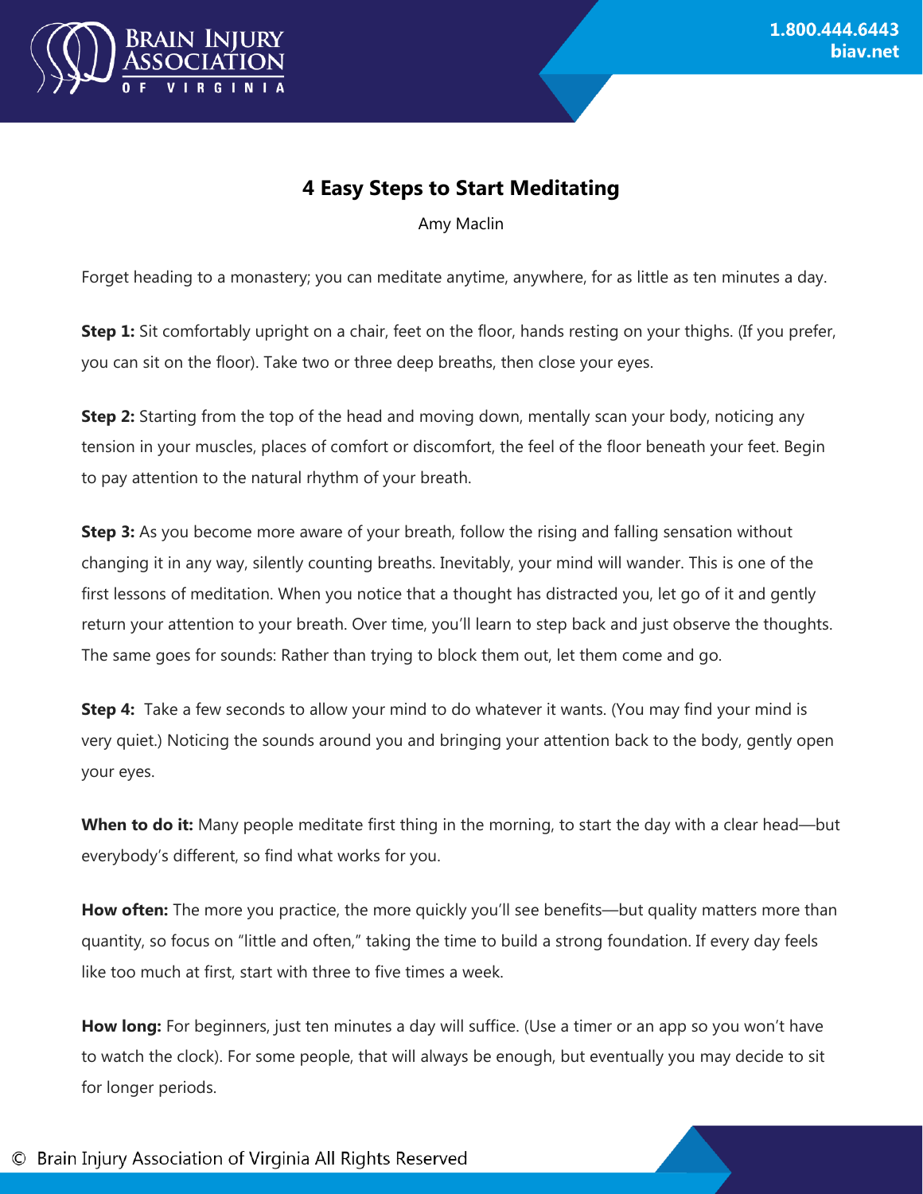# 4 Easy Steps to Start Meditating

Amy Maclin

Forget heading to a monastery; you can meditate anytime, anywhere, for as little as ten minutes a day.

**Step 1:** Sit comfortably upright on a chair, feet on the floor, hands resting on your thighs. (If you prefer, you can sit on the floor). Take two or three deep breaths, then close your eyes.

**Step 2:** Starting from the top of the head and moving down, mentally scan your body, noticing any tension in your muscles, places of comfort or discomfort, the feel of the floor beneath your feet. Begin to pay attention to the natural rhythm of your breath.

**Step 3:** As you become more aware of your breath, follow the rising and falling sensation without changing it in any way, silently counting breaths. Inevitably, your mind will wander. This is one of the first lessons of meditation. When you notice that a thought has distracted you, let go of it and gently return your attention to your breath. Over time, you'll learn to step back and just observe the thoughts. The same goes for sounds: Rather than trying to block them out, let them come and go.

**Step 4:** Take a few seconds to allow your mind to do whatever it wants. (You may find your mind is very quiet.) Noticing the sounds around you and bringing your attention back to the body, gently open your eyes.

**When to do it:** Many people meditate first thing in the morning, to start the day with a clear head—but everybody's different, so find what works for you.

**How often:** The more you practice, the more quickly you'll see benefits—but quality matters more than quantity, so focus on "little and often," taking the time to build a strong foundation. If every day feels like too much at first, start with three to five times a week.

**How long:** For beginners, just ten minutes a day will suffice. (Use a timer or an app so you won't have to watch the clock). For some people, that will always be enough, but eventually you may decide to sit for longer periods.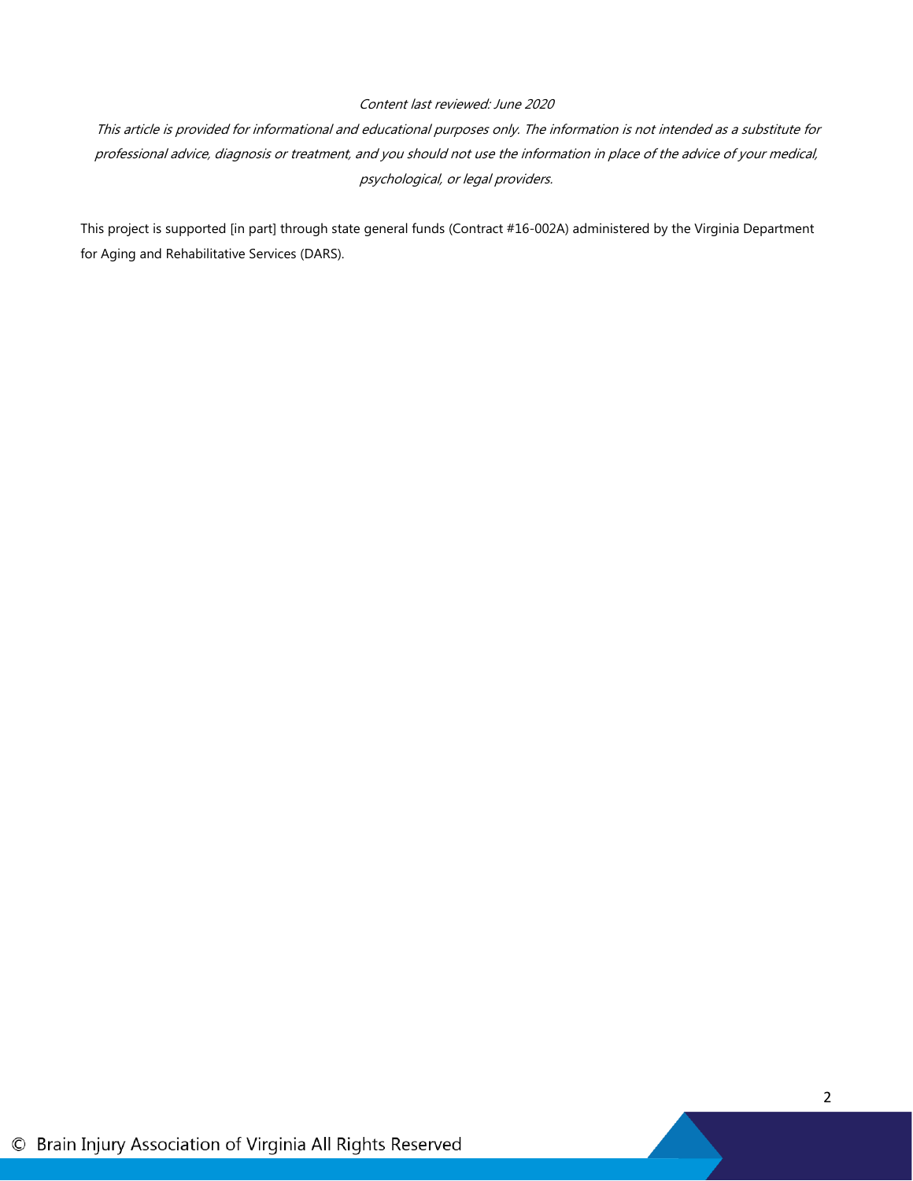*Content last reviewed: June 2020*

*This article is provided for informational and educational purposes only. The information is not intended as a substitute for professional advice, diagnosis or treatment, and you should not use the information in place of the advice of your medical, psychological, or legal providers.*

This project is supported [in part] through state general funds (Contract #16-002A) administered by the Virginia Department for Aging and Rehabilitative Services (DARS).